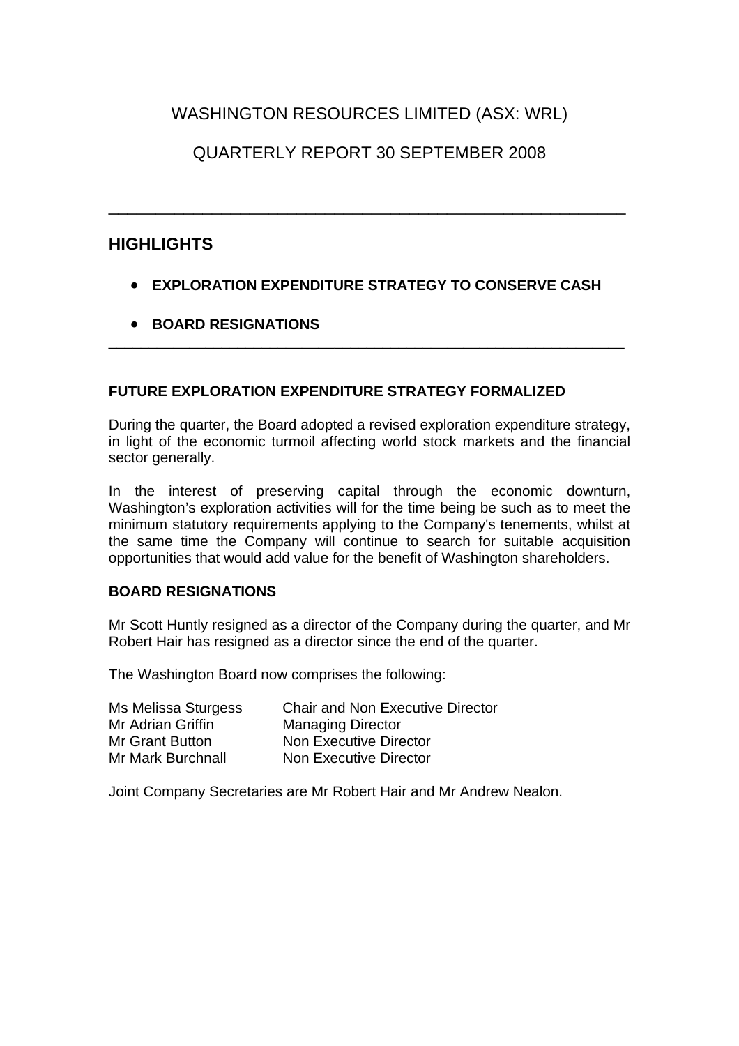# WASHINGTON RESOURCES LIMITED (ASX: WRL)

# QUARTERLY REPORT 30 SEPTEMBER 2008

---

## HIGHLIGHTS

- **EXPLORATION EXPENDITURE STRATEGY TO CONSERVE CASH**
- **BOARD RESIGNATIONS**

---

### FUTURE EXPLORATION EXPENDITURE STRATEGY FORMALIZED

During the quarter, the Board adopted a revised exploration expenditure strategy, in light of the economic turmoil affecting world stock markets and the financial sector generally.

In the interest of preserving capital through the economic downturn, Washington's exploration activities will for the time being be such as to meet the minimum statutory requirements applying to the Company's tenements, whilst at the same time the Company will continue to search for suitable acquisition opportunities that would add value for the benefit of Washington shareholders.

### BOARD RESIGNATIONS

Mr Scott Huntly resigned as a director of the Company during the quarter, and Mr Robert Hair has resigned as a director since the end of the quarter.

The Washington Board now comprises the following:

| | |
|---|---|
| Ms Melissa Sturgess | Chair and Non Executive Director |
| Mr Adrian Griffin | Managing Director |
| Mr Grant Button | Non Executive Director |
| Mr Mark Burchnall | Non Executive Director |

Joint Company Secretaries are Mr Robert Hair and Mr Andrew Nealon.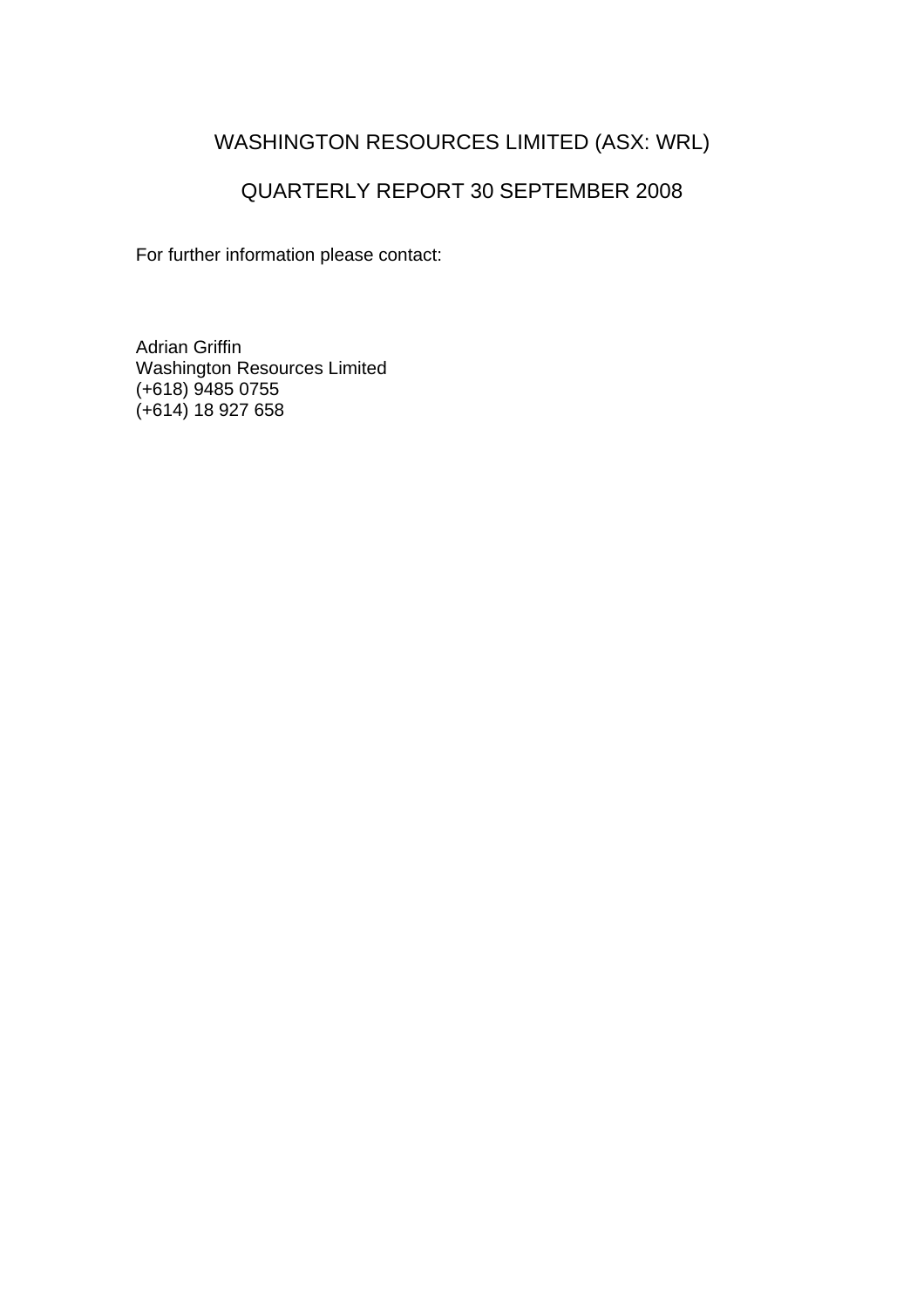# WASHINGTON RESOURCES LIMITED (ASX: WRL)

## QUARTERLY REPORT 30 SEPTEMBER 2008

For further information please contact:

Adrian Griffin
Washington Resources Limited
(+618) 9485 0755
(+614) 18 927 658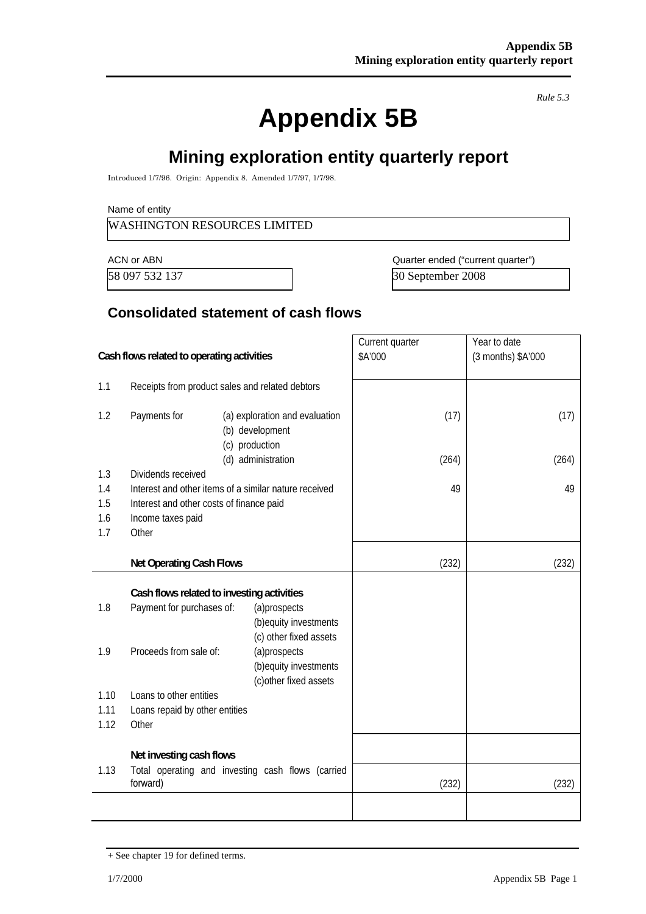*Rule 5.3*

# Appendix 5B

## Mining exploration entity quarterly report

Introduced 1/7/96. Origin: Appendix 8. Amended 1/7/97, 1/7/98.

| Name of entity |
|---|
| WASHINGTON RESOURCES LIMITED |

| ACN or ABN | Quarter ended ("current quarter") |
|---|---|
| 58 097 532 137 | 30 September 2008 |

### Consolidated statement of cash flows

| | Cash flows related to operating activities | | Current quarter $A'000 | Year to date (3 months) $A'000 |
|---|---|---|---|---|
| 1.1 | Receipts from product sales and related debtors | | | |
| 1.2 | Payments for | (a) exploration and evaluation | (17) | (17) |
| | | (b) development | | |
| | | (c) production | | |
| | | (d) administration | (264) | (264) |
| 1.3 | Dividends received | | | |
| 1.4 | Interest and other items of a similar nature received | | 49 | 49 |
| 1.5 | Interest and other costs of finance paid | | | |
| 1.6 | Income taxes paid | | | |
| 1.7 | Other | | | |
| | **Net Operating Cash Flows** | | (232) | (232) |
| | **Cash flows related to investing activities** | | | |
| 1.8 | Payment for purchases of: | (a)prospects | | |
| | | (b)equity investments | | |
| | | (c) other fixed assets | | |
| 1.9 | Proceeds from sale of: | (a)prospects | | |
| | | (b)equity investments | | |
| | | (c)other fixed assets | | |
| 1.10 | Loans to other entities | | | |
| 1.11 | Loans repaid by other entities | | | |
| 1.12 | Other | | | |
| | **Net investing cash flows** | | | |
| 1.13 | Total operating and investing cash flows (carried forward) | | (232) | (232) |

+ See chapter 19 for defined terms.

1/7/2000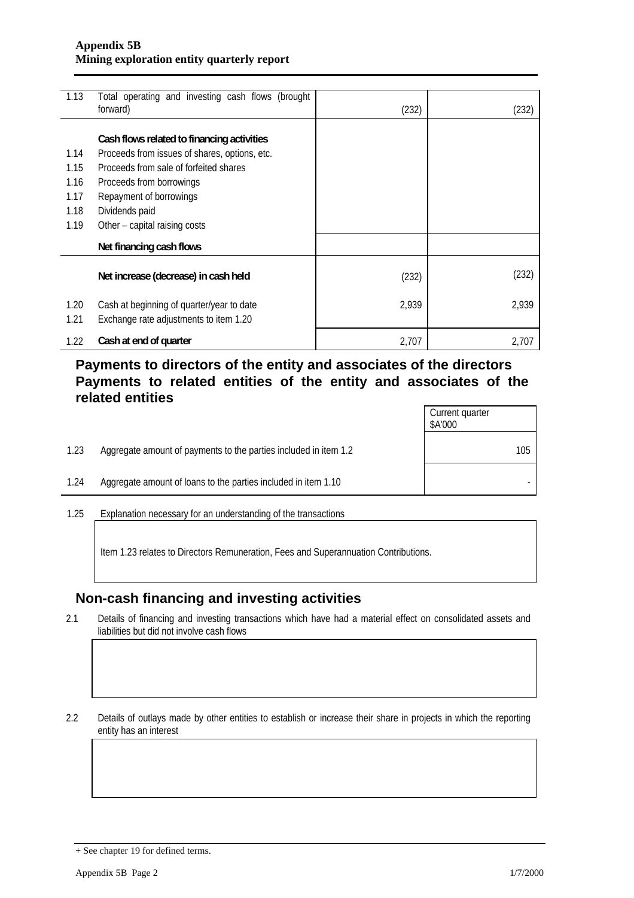| | | | |
|---|---|---|---|
| 1.13 | Total operating and investing cash flows (brought forward) | (232) | (232) |
| | **Cash flows related to financing activities** | | |
| 1.14 | Proceeds from issues of shares, options, etc. | | |
| 1.15 | Proceeds from sale of forfeited shares | | |
| 1.16 | Proceeds from borrowings | | |
| 1.17 | Repayment of borrowings | | |
| 1.18 | Dividends paid | | |
| 1.19 | Other – capital raising costs | | |
| | **Net financing cash flows** | | |
| | **Net increase (decrease) in cash held** | (232) | (232) |
| 1.20 | Cash at beginning of quarter/year to date | 2,939 | 2,939 |
| 1.21 | Exchange rate adjustments to item 1.20 | | |
| 1.22 | **Cash at end of quarter** | 2,707 | 2,707 |

## Payments to directors of the entity and associates of the directors Payments to related entities of the entity and associates of the related entities

| | | Current quarter $A'000 |
|---|---|---|
| 1.23 | Aggregate amount of payments to the parties included in item 1.2 | 105 |
| 1.24 | Aggregate amount of loans to the parties included in item 1.10 | - |

1.25 Explanation necessary for an understanding of the transactions

Item 1.23 relates to Directors Remuneration, Fees and Superannuation Contributions.

## Non-cash financing and investing activities

2.1 Details of financing and investing transactions which have had a material effect on consolidated assets and liabilities but did not involve cash flows

2.2 Details of outlays made by other entities to establish or increase their share in projects in which the reporting entity has an interest

+ See chapter 19 for defined terms.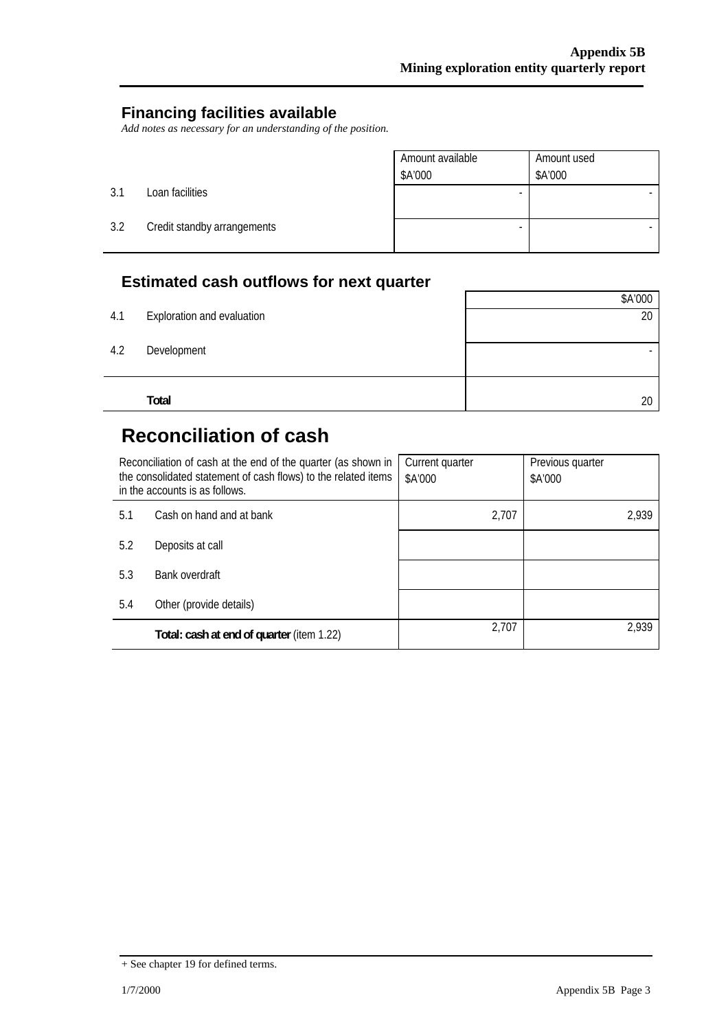## Financing facilities available

*Add notes as necessary for an understanding of the position.*

| | | Amount available<br>$A'000 | Amount used<br>$A'000 |
|---|---|---|---|
| 3.1 | Loan facilities | - | - |
| 3.2 | Credit standby arrangements | - | - |

## Estimated cash outflows for next quarter

| | | $A'000 |
|---|---|---|
| 4.1 | Exploration and evaluation | 20 |
| 4.2 | Development | - |
| | **Total** | 20 |

# Reconciliation of cash

| Reconciliation of cash at the end of the quarter (as shown in the consolidated statement of cash flows) to the related items in the accounts is as follows. | | Current quarter<br>$A'000 | Previous quarter<br>$A'000 |
|---|---|---|---|
| 5.1 | Cash on hand and at bank | 2,707 | 2,939 |
| 5.2 | Deposits at call | | |
| 5.3 | Bank overdraft | | |
| 5.4 | Other (provide details) | | |
| | **Total: cash at end of quarter** (item 1.22) | 2,707 | 2,939 |

+ See chapter 19 for defined terms.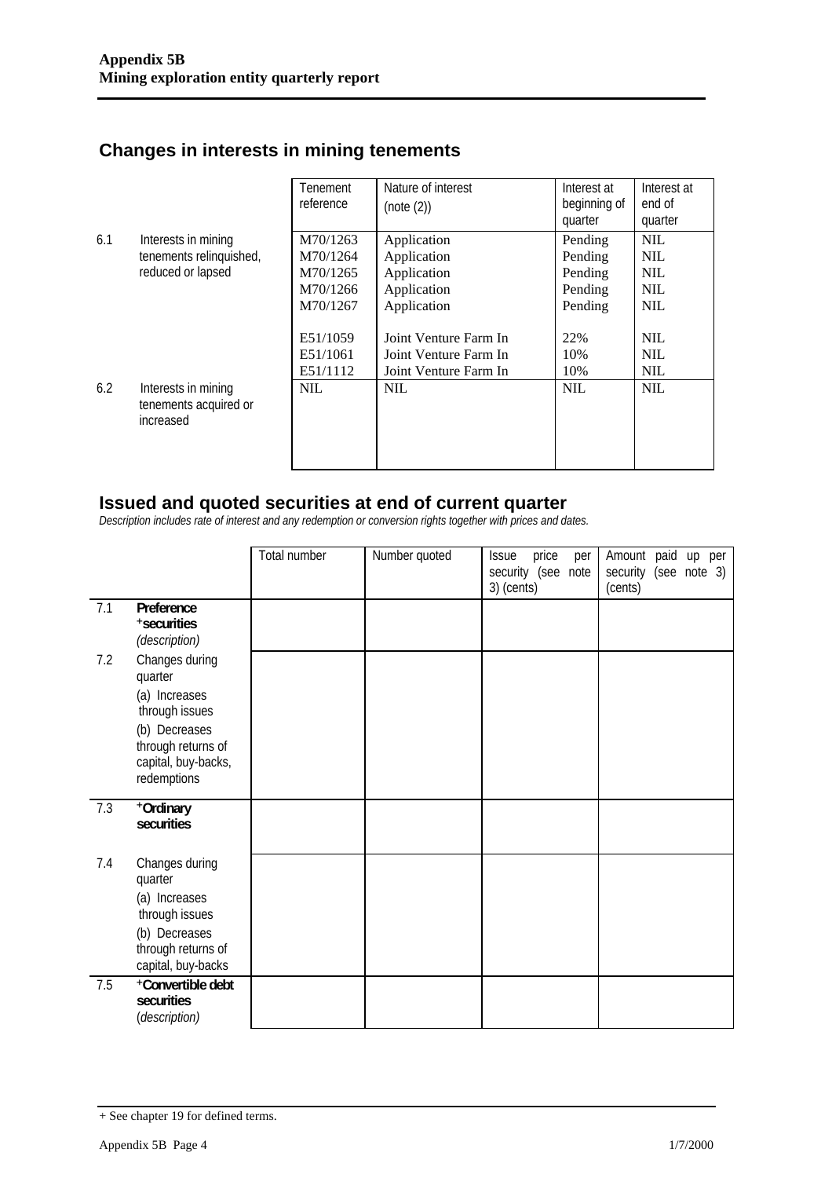## Changes in interests in mining tenements

| | | Tenement reference | Nature of interest (note (2)) | Interest at beginning of quarter | Interest at end of quarter |
|---|---|---|---|---|---|
| 6.1 | Interests in mining tenements relinquished, reduced or lapsed | M70/1263<br>M70/1264<br>M70/1265<br>M70/1266<br>M70/1267<br><br>E51/1059<br>E51/1061<br>E51/1112 | Application<br>Application<br>Application<br>Application<br>Application<br><br>Joint Venture Farm In<br>Joint Venture Farm In<br>Joint Venture Farm In | Pending<br>Pending<br>Pending<br>Pending<br>Pending<br><br>22%<br>10%<br>10% | NIL<br>NIL<br>NIL<br>NIL<br>NIL<br><br>NIL<br>NIL<br>NIL |
| 6.2 | Interests in mining tenements acquired or increased | NIL | NIL | NIL | NIL |

## Issued and quoted securities at end of current quarter

*Description includes rate of interest and any redemption or conversion rights together with prices and dates.*

| | | Total number | Number quoted | Issue price per security (see note 3) (cents) | Amount paid up per security (see note 3) (cents) |
|---|---|---|---|---|---|
| 7.1 | **Preference +securities** *(description)* | | | | |
| 7.2 | Changes during quarter<br>(a) Increases through issues<br>(b) Decreases through returns of capital, buy-backs, redemptions | | | | |
| 7.3 | **+Ordinary securities** | | | | |
| 7.4 | Changes during quarter<br>(a) Increases through issues<br>(b) Decreases through returns of capital, buy-backs | | | | |
| 7.5 | **+Convertible debt securities** *(description)* | | | | |

+ See chapter 19 for defined terms.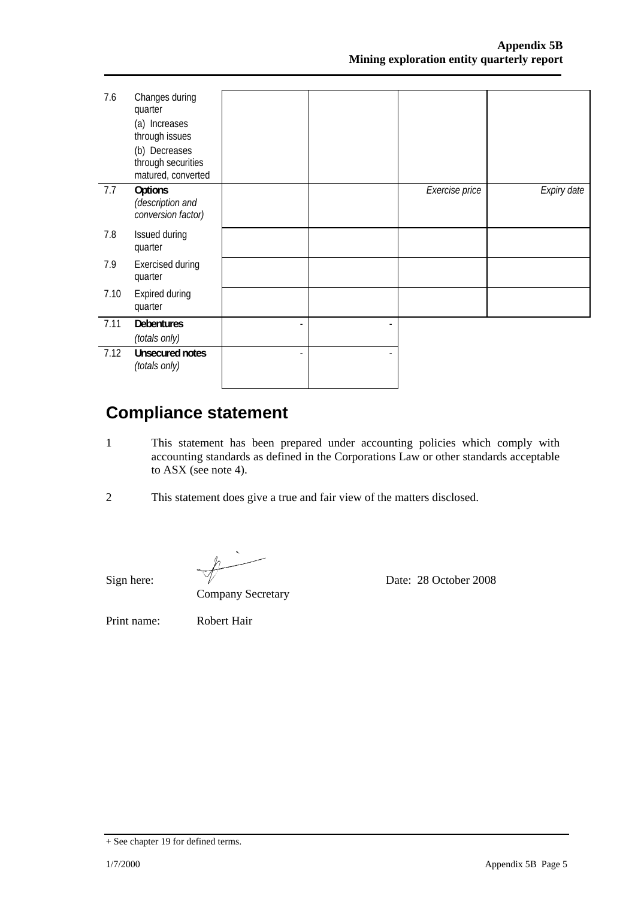| | | | | | |
|---|---|---|---|---|---|
| 7.6 | Changes during quarter<br>(a) Increases through issues<br>(b) Decreases through securities matured, converted | | | | |
| 7.7 | **Options**<br>*(description and conversion factor)* | | | *Exercise price* | *Expiry date* |
| 7.8 | Issued during quarter | | | | |
| 7.9 | Exercised during quarter | | | | |
| 7.10 | Expired during quarter | | | | |
| 7.11 | **Debentures**<br>*(totals only)* | - | - | | |
| 7.12 | **Unsecured notes**<br>*(totals only)* | - | - | | |

## Compliance statement

1 This statement has been prepared under accounting policies which comply with accounting standards as defined in the Corporations Law or other standards acceptable to ASX (see note 4).

2 This statement does give a true and fair view of the matters disclosed.

Sign here: Company Secretary Date: 28 October 2008

Print name: Robert Hair

+ See chapter 19 for defined terms.

1/7/2000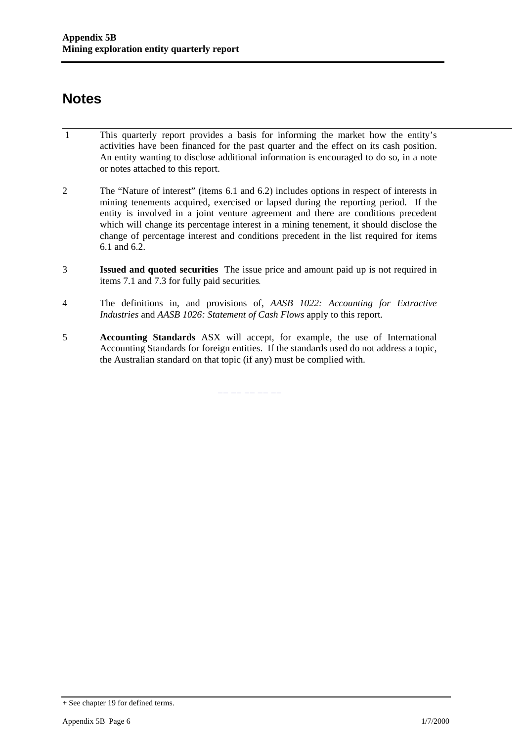# Notes

1. This quarterly report provides a basis for informing the market how the entity's activities have been financed for the past quarter and the effect on its cash position. An entity wanting to disclose additional information is encouraged to do so, in a note or notes attached to this report.

2. The "Nature of interest" (items 6.1 and 6.2) includes options in respect of interests in mining tenements acquired, exercised or lapsed during the reporting period. If the entity is involved in a joint venture agreement and there are conditions precedent which will change its percentage interest in a mining tenement, it should disclose the change of percentage interest and conditions precedent in the list required for items 6.1 and 6.2.

3. **Issued and quoted securities** The issue price and amount paid up is not required in items 7.1 and 7.3 for fully paid securities.

4. The definitions in, and provisions of, *AASB 1022: Accounting for Extractive Industries* and *AASB 1026: Statement of Cash Flows* apply to this report.

5. **Accounting Standards** ASX will accept, for example, the use of International Accounting Standards for foreign entities. If the standards used do not address a topic, the Australian standard on that topic (if any) must be complied with.

== == == == ==